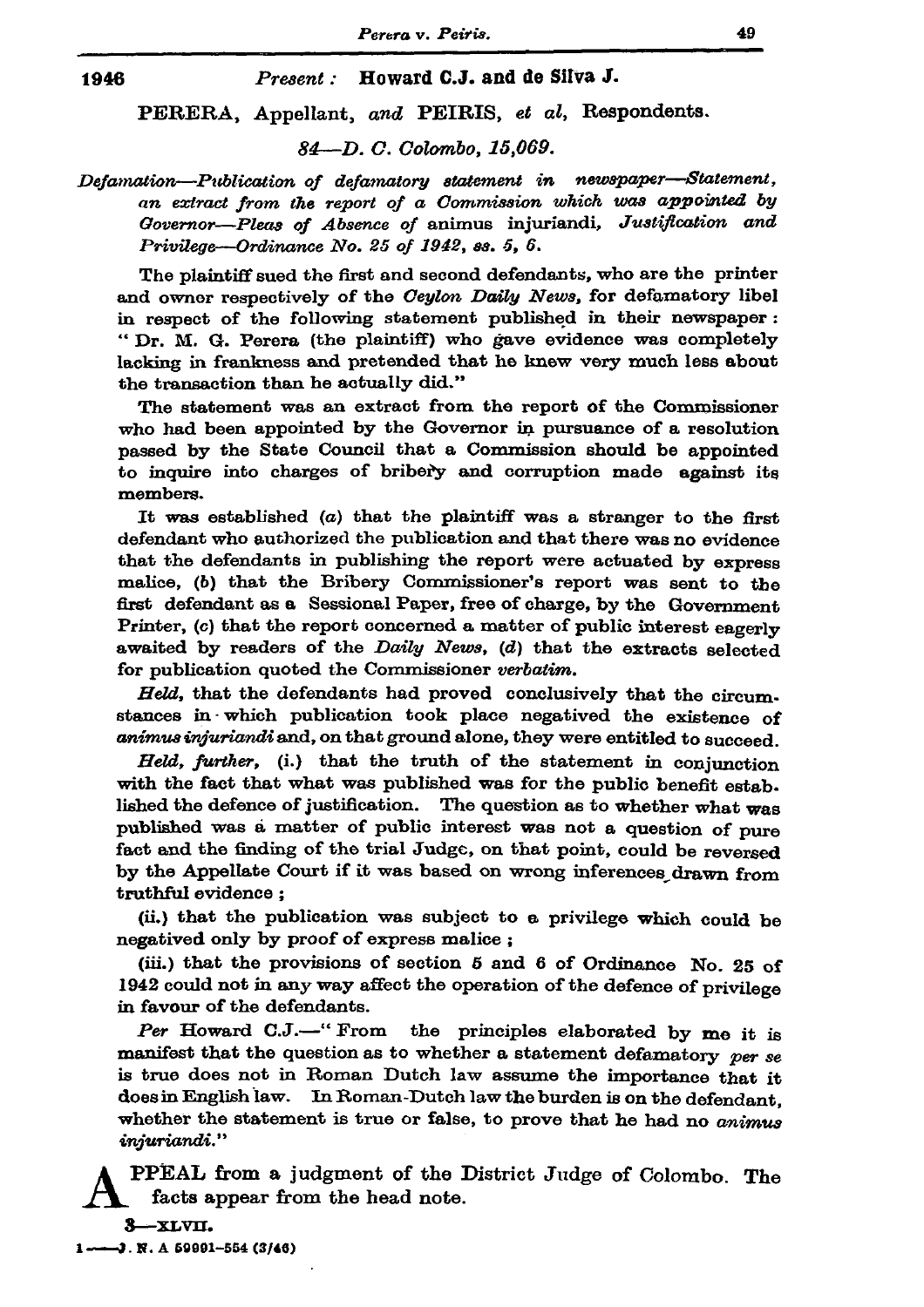1946 *Present:* **Howard C.J. and de Silva J.**

PERERA, Appellant, *and* PEIRIS, *et al*, Respondents.

*84—D. C. Colombo, 15,069.*

*Defamation—Publication of defamatory statement in newspaper—Statement, an extract from the report of a Commission which was appointed by Governor—Pleas of Absence of* animus injuriandi, *Justification and Privilege—Ordinance No. 25 of 1942, ss. 5, 6.*

The plaintiff sued the first and second defendants, who are the printer and owner respectively of the *Ceylon Daily News*, for defamatory libel in respect of the following statement published in their newspaper: "Dr. M. G. Perera (the plaintiff) who gave evidence was completely lacking in frankness and pretended that he knew very much less about the transaction than he actually did."

The statement was an extract from the report of the Commissioner who had been appointed by the Governor in pursuance of a resolution passed by the State Council that a Commission should be appointed to inquire into charges of bribery and corruption made against its members.

It was established (*a*) that the plaintiff was a stranger to the first defendant who authorized the publication and that there was no evidence that the defendants in publishing the report were actuated by express malice, (*b*) that the Bribery Commissioner's report was sent to the first defendant as a Sessional Paper, free of charge, by the Government Printer, (*c*) that the report concerned a matter of public interest eagerly awaited by readers of the *Daily News*, (*d*) that the extracts selected for publication quoted the Commissioner *verbatim*.

*Held*, that the defendants had proved conclusively that the circumstances in which publication took place negatived the existence of *animus injuriandi* and, on that ground alone, they were entitled to succeed.

*Held, further*, (i.) that the truth of the statement in conjunction with the fact that what was published was for the public benefit established the defence of justification. The question as to whether what was published was a matter of public interest was not a question of pure fact and the finding of the trial Judge, on that point, could be reversed by the Appellate Court if it was based on wrong inferences drawn from truthful evidence;

(ii.) that the publication was subject to a privilege which could be negatived only by proof of express malice;

(iii.) that the provisions of section 5 and 6 of Ordinance No. 25 of 1942 could not in any way affect the operation of the defence of privilege in favour of the defendants.

*Per* Howard C.J.—"From the principles elaborated by me it is manifest that the question as to whether a statement defamatory *per se* is true does not in Roman Dutch law assume the importance that it does in English law. In Roman-Dutch law the burden is on the defendant, whether the statement is true or false, to prove that he had no *animus injuriandi*."

APPEAL from a judgment of the District Judge of Colombo. The facts appear from the head note.

3—XLVII.

1——J. N. A 59991-554 (3/46)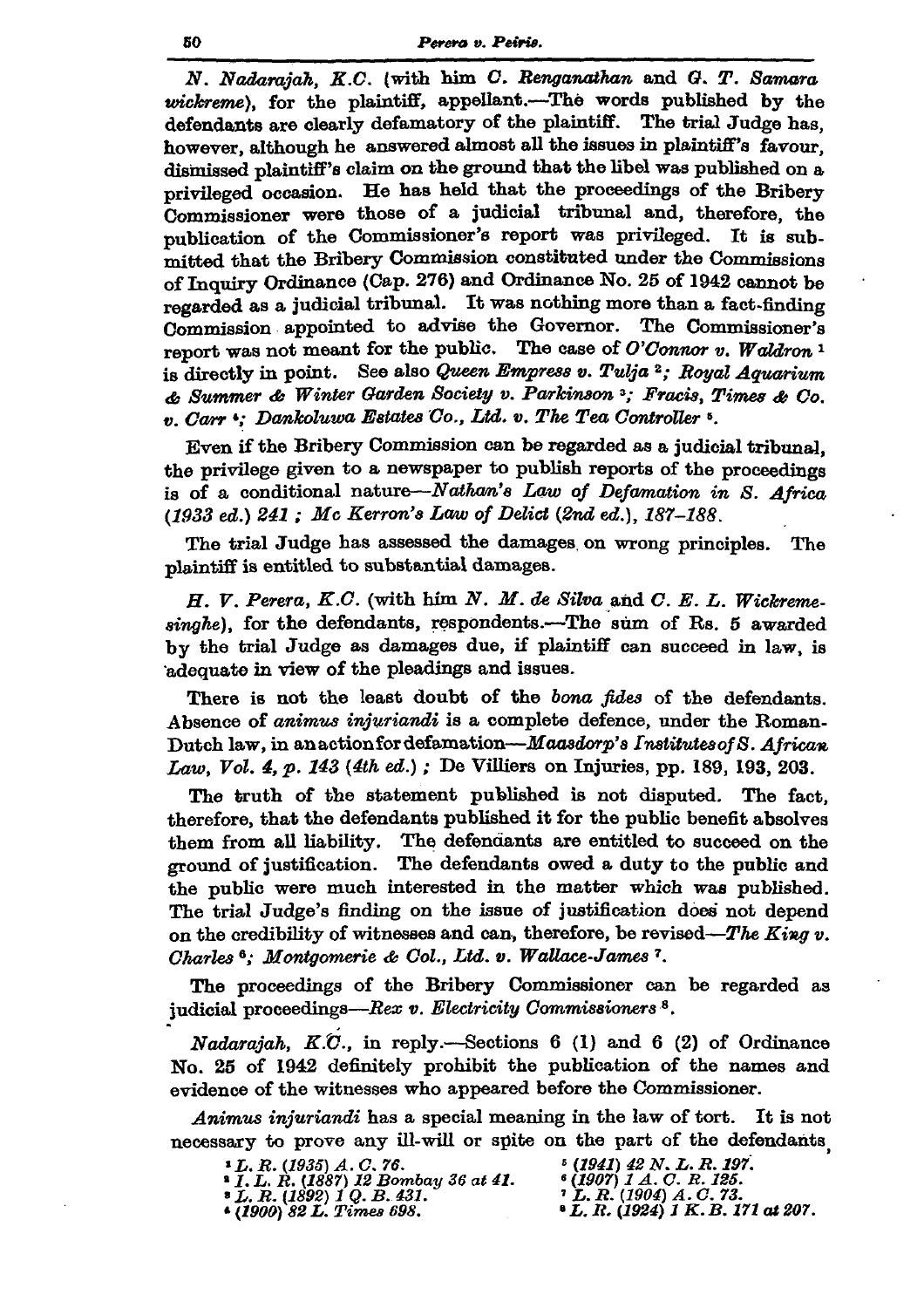*N. Nadarajah, K.C.* (with him *C. Renganathan* and *G. T. Samarawickreme*), for the plaintiff, appellant.—The words published by the defendants are clearly defamatory of the plaintiff. The trial Judge has, however, although he answered almost all the issues in plaintiff's favour, dismissed plaintiff's claim on the ground that the libel was published on a privileged occasion. He has held that the proceedings of the Bribery Commissioner were those of a judicial tribunal and, therefore, the publication of the Commissioner's report was privileged. It is submitted that the Bribery Commission constituted under the Commissions of Inquiry Ordinance (Cap. 276) and Ordinance No. 25 of 1942 cannot be regarded as a judicial tribunal. It was nothing more than a fact-finding Commission appointed to advise the Governor. The Commissioner's report was not meant for the public. The case of *O'Connor v. Waldron* [1] is directly in point. See also *Queen Empress v. Tulja* [2]; *Royal Aquarium & Summer & Winter Garden Society v. Parkinson* [3]; *Fracis, Times & Co. v. Carr* [4]; *Dankoluwa Estates Co., Ltd. v. The Tea Controller* [5].

Even if the Bribery Commission can be regarded as a judicial tribunal, the privilege given to a newspaper to publish reports of the proceedings is of a conditional nature—*Nathan's Law of Defamation in S. Africa (1933 ed.) 241* ; *Mc Kerron's Law of Delict (2nd ed.), 187–188.*

The trial Judge has assessed the damages on wrong principles. The plaintiff is entitled to substantial damages.

*H. V. Perera, K.C.* (with him *N. M. de Silva* and *C. E. L. Wickremesinghe*), for the defendants, respondents.—The sum of Rs. 5 awarded by the trial Judge as damages due, if plaintiff can succeed in law, is adequate in view of the pleadings and issues.

There is not the least doubt of the *bona fides* of the defendants. Absence of *animus injuriandi* is a complete defence, under the Roman-Dutch law, in an action for defamation—*Maasdorp's Institutes of S. African Law, Vol. 4, p. 143 (4th ed.)* ; De Villiers on Injuries, pp. 189, 193, 203.

The truth of the statement published is not disputed. The fact, therefore, that the defendants published it for the public benefit absolves them from all liability. The defendants are entitled to succeed on the ground of justification. The defendants owed a duty to the public and the public were much interested in the matter which was published. The trial Judge's finding on the issue of justification does not depend on the credibility of witnesses and can, therefore, be revised—*The King v. Charles* [6]; *Montgomerie & Co., Ltd. v. Wallace-James* [7].

The proceedings of the Bribery Commissioner can be regarded as judicial proceedings—*Rex v. Electricity Commissioners* [8].

*Nadarajah, K.C.*, in reply.—Sections 6 (1) and 6 (2) of Ordinance No. 25 of 1942 definitely prohibit the publication of the names and evidence of the witnesses who appeared before the Commissioner.

*Animus injuriandi* has a special meaning in the law of tort. It is not necessary to prove any ill-will or spite on the part of the defendants,

[1] *L. R. (1935) A. C. 76.*
[2] *I. L. R. (1887) 12 Bombay 36 at 41.*
[3] *L. R. (1892) 1 Q. B. 431.*
[4] *(1900) 82 L. Times 698.*
[5] *(1941) 42 N. L. R. 197.*
[6] *(1907) 1 A. C. R. 125.*
[7] *L. R. (1904) A. C. 73.*
[8] *L. R. (1924) 1 K. B. 171 at 207.*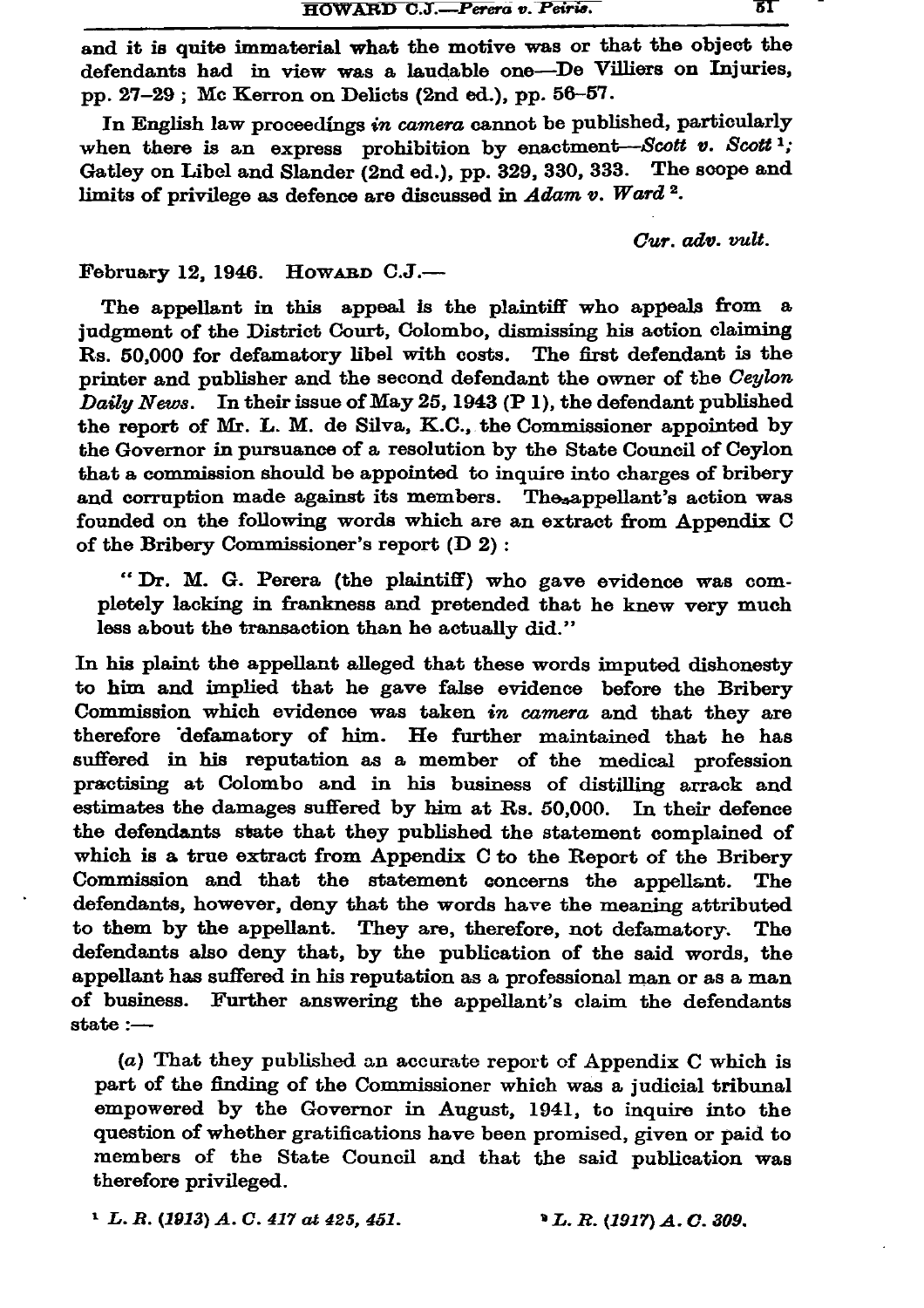and it is quite immaterial what the motive was or that the object the defendants had in view was a laudable one—De Villiers on Injuries, pp. 27–29 ; Mc Kerron on Delicts (2nd ed.), pp. 56–57.

In English law proceedings *in camera* cannot be published, particularly when there is an express prohibition by enactment—*Scott v. Scott* [1]; Gatley on Libel and Slander (2nd ed.), pp. 329, 330, 333. The scope and limits of privilege as defence are discussed in *Adam v. Ward* [2].

*Cur. adv. vult.*

February 12, 1946. HOWARD C.J.—

The appellant in this appeal is the plaintiff who appeals from a judgment of the District Court, Colombo, dismissing his action claiming Rs. 50,000 for defamatory libel with costs. The first defendant is the printer and publisher and the second defendant the owner of the *Ceylon Daily News*. In their issue of May 25, 1943 (P 1), the defendant published the report of Mr. L. M. de Silva, K.C., the Commissioner appointed by the Governor in pursuance of a resolution by the State Council of Ceylon that a commission should be appointed to inquire into charges of bribery and corruption made against its members. The appellant's action was founded on the following words which are an extract from Appendix C of the Bribery Commissioner's report (D 2) :

> " Dr. M. G. Perera (the plaintiff) who gave evidence was completely lacking in frankness and pretended that he knew very much less about the transaction than he actually did."

In his plaint the appellant alleged that these words imputed dishonesty to him and implied that he gave false evidence before the Bribery Commission which evidence was taken *in camera* and that they are therefore defamatory of him. He further maintained that he has suffered in his reputation as a member of the medical profession practising at Colombo and in his business of distilling arrack and estimates the damages suffered by him at Rs. 50,000. In their defence the defendants state that they published the statement complained of which is a true extract from Appendix C to the Report of the Bribery Commission and that the statement concerns the appellant. The defendants, however, deny that the words have the meaning attributed to them by the appellant. They are, therefore, not defamatory. The defendants also deny that, by the publication of the said words, the appellant has suffered in his reputation as a professional man or as a man of business. Further answering the appellant's claim the defendants state :—

(*a*) That they published an accurate report of Appendix C which is part of the finding of the Commissioner which was a judicial tribunal empowered by the Governor in August, 1941, to inquire into the question of whether gratifications have been promised, given or paid to members of the State Council and that the said publication was therefore privileged.

[1] *L. R. (1913) A. C. 417 at 425, 451.*

[2] *L. R. (1917) A. C. 309.*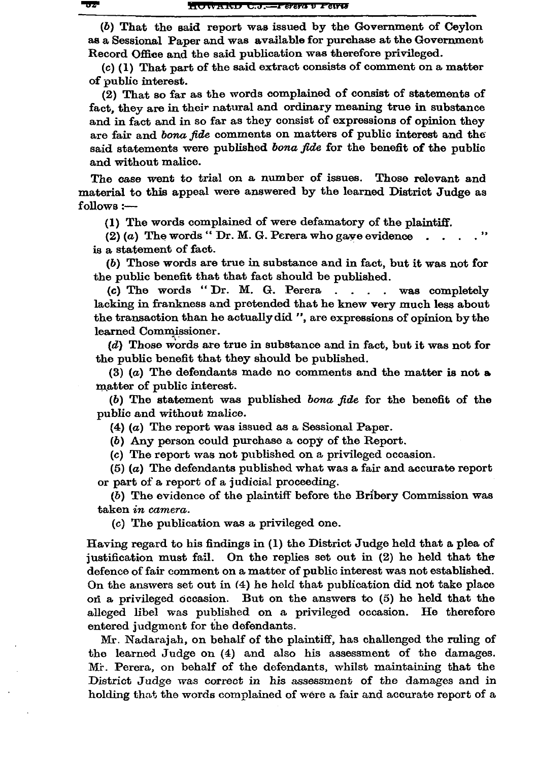(*b*) That the said report was issued by the Government of Ceylon as a Sessional Paper and was available for purchase at the Government Record Office and the said publication was therefore privileged.

(*c*) (1) That part of the said extract consists of comment on a matter of public interest.

(2) That so far as the words complained of consist of statements of fact, they are in their natural and ordinary meaning true in substance and in fact and in so far as they consist of expressions of opinion they are fair and *bona fide* comments on matters of public interest and the said statements were published *bona fide* for the benefit of the public and without malice.

The case went to trial on a number of issues. Those relevant and material to this appeal were answered by the learned District Judge as follows :—

(1) The words complained of were defamatory of the plaintiff.

(2) (*a*) The words " Dr. M. G. Perera who gave evidence . . . . " is a statement of fact.

(*b*) Those words are true in substance and in fact, but it was not for the public benefit that that fact should be published.

(*c*) The words " Dr. M. G. Perera . . . . was completely lacking in frankness and pretended that he knew very much less about the transaction than he actually did ", are expressions of opinion by the learned Commissioner.

(*d*) Those words are true in substance and in fact, but it was not for the public benefit that they should be published.

(3) (*a*) The defendants made no comments and the matter is not a matter of public interest.

(*b*) The statement was published *bona fide* for the benefit of the public and without malice.

(4) (*a*) The report was issued as a Sessional Paper.

(*b*) Any person could purchase a copy of the Report.

(*c*) The report was not published on a privileged occasion.

(5) (*a*) The defendants published what was a fair and accurate report or part of a report of a judicial proceeding.

(*b*) The evidence of the plaintiff before the Bribery Commission was taken *in camera*.

(*c*) The publication was a privileged one.

Having regard to his findings in (1) the District Judge held that a plea of justification must fail. On the replies set out in (2) he held that the defence of fair comment on a matter of public interest was not established. On the answers set out in (4) he held that publication did not take place on a privileged occasion. But on the answers to (5) he held that the alleged libel was published on a privileged occasion. He therefore entered judgment for the defendants.

Mr. Nadarajah, on behalf of the plaintiff, has challenged the ruling of the learned Judge on (4) and also his assessment of the damages. Mr. Perera, on behalf of the defendants, whilst maintaining that the District Judge was correct in his assessment of the damages and in holding that the words complained of were a fair and accurate report of a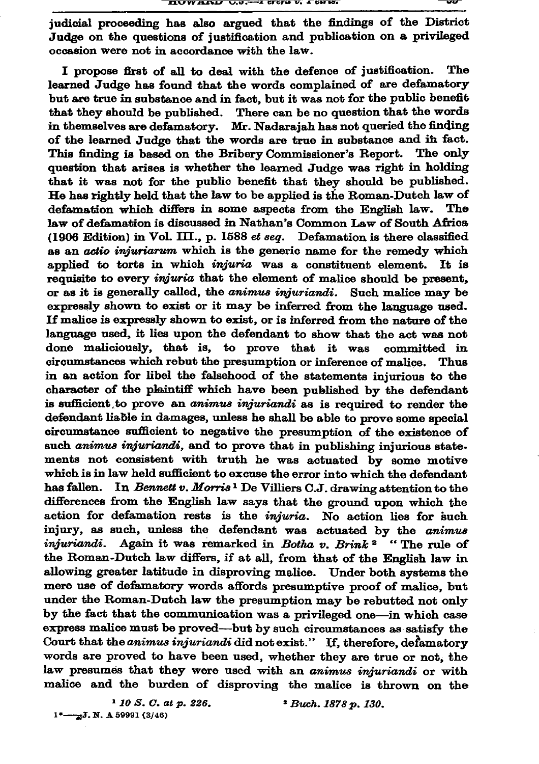judicial proceeding has also argued that the findings of the District Judge on the questions of justification and publication on a privileged occasion were not in accordance with the law.

I propose first of all to deal with the defence of justification. The learned Judge has found that the words complained of are defamatory but are true in substance and in fact, but it was not for the public benefit that they should be published. There can be no question that the words in themselves are defamatory. Mr. Nadarajah has not queried the finding of the learned Judge that the words are true in substance and in fact. This finding is based on the Bribery Commissioner's Report. The only question that arises is whether the learned Judge was right in holding that it was not for the public benefit that they should be published. He has rightly held that the law to be applied is the Roman-Dutch law of defamation which differs in some aspects from the English law. The law of defamation is discussed in Nathan's Common Law of South Africa (1906 Edition) in Vol. III., p. 1588 *et seq.* Defamation is there classified as an *actio injuriarum* which is the generic name for the remedy which applied to torts in which *injuria* was a constituent element. It is requisite to every *injuria* that the element of malice should be present, or as it is generally called, the *animus injuriandi*. Such malice may be expressly shown to exist or it may be inferred from the language used. If malice is expressly shown to exist, or is inferred from the nature of the language used, it lies upon the defendant to show that the act was not done maliciously, that is, to prove that it was committed in circumstances which rebut the presumption or inference of malice. Thus in an action for libel the falsehood of the statements injurious to the character of the plaintiff which have been published by the defendant is sufficient to prove an *animus injuriandi* as is required to render the defendant liable in damages, unless he shall be able to prove some special circumstance sufficient to negative the presumption of the existence of such *animus injuriandi*, and to prove that in publishing injurious statements not consistent with truth he was actuated by some motive which is in law held sufficient to excuse the error into which the defendant has fallen. In *Bennett v. Morris*[1] De Villiers C.J. drawing attention to the differences from the English law says that the ground upon which the action for defamation rests is the *injuria*. No action lies for such injury, as such, unless the defendant was actuated by the *animus injuriandi*. Again it was remarked in *Botha v. Brink*[2] "The rule of the Roman-Dutch law differs, if at all, from that of the English law in allowing greater latitude in disproving malice. Under both systems the mere use of defamatory words affords presumptive proof of malice, but under the Roman-Dutch law the presumption may be rebutted not only by the fact that the communication was a privileged one—in which case express malice must be proved—but by such circumstances as satisfy the Court that the *animus injuriandi* did not exist." If, therefore, defamatory words are proved to have been used, whether they are true or not, the law presumes that they were used with an *animus injuriandi* or with malice and the burden of disproving the malice is thrown on the

[1] *10 S. C. at p. 226.*

[2] *Buch. 1878 p. 130.*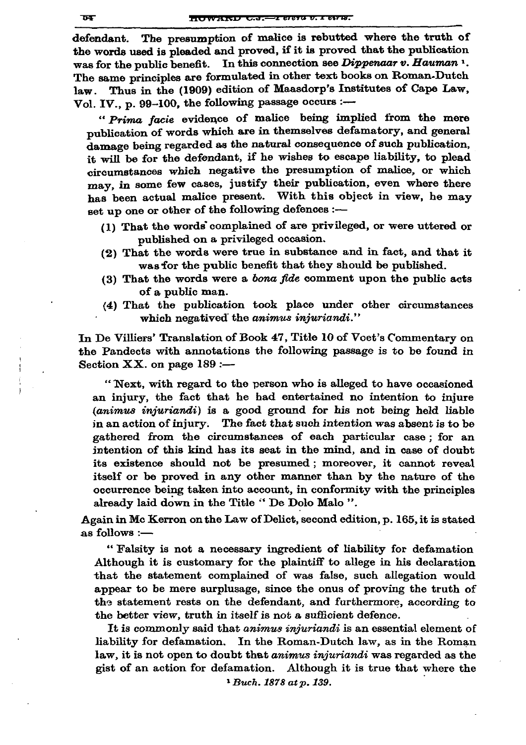defendant. The presumption of malice is rebutted where the truth of the words used is pleaded and proved, if it is proved that the publication was for the public benefit. In this connection see *Dippenaar v. Hauman* [1]. The same principles are formulated in other text books on Roman-Dutch law. Thus in the (1909) edition of Maasdorp's Institutes of Cape Law, Vol. IV., p. 99–100, the following passage occurs :—

> " *Prima facie* evidence of malice being implied from the mere publication of words which are in themselves defamatory, and general damage being regarded as the natural consequence of such publication, it will be for the defendant, if he wishes to escape liability, to plead circumstances which negative the presumption of malice, or which may, in some few cases, justify their publication, even where there has been actual malice present. With this object in view, he may set up one or other of the following defences :—
>
> (1) That the words complained of are privileged, or were uttered or published on a privileged occasion.
>
> (2) That the words were true in substance and in fact, and that it was for the public benefit that they should be published.
>
> (3) That the words were a *bona fide* comment upon the public acts of a public man.
>
> (4) That the publication took place under other circumstances which negatived the *animus injuriandi*."

In De Villiers' Translation of Book 47, Title 10 of Voet's Commentary on the Pandects with annotations the following passage is to be found in Section XX. on page 189 :—

> " Next, with regard to the person who is alleged to have occasioned an injury, the fact that he had entertained no intention to injure (*animus injuriandi*) is a good ground for his not being held liable in an action of injury. The fact that such intention was absent is to be gathered from the circumstances of each particular case ; for an intention of this kind has its seat in the mind, and in case of doubt its existence should not be presumed ; moreover, it cannot reveal itself or be proved in any other manner than by the nature of the occurrence being taken into account, in conformity with the principles already laid down in the Title " De Dolo Malo ".

Again in Mc Kerron on the Law of Delict, second edition, p. 165, it is stated as follows :—

> " Falsity is not a necessary ingredient of liability for defamation Although it is customary for the plaintiff to allege in his declaration that the statement complained of was false, such allegation would appear to be mere surplusage, since the onus of proving the truth of the statement rests on the defendant, and furthermore, according to the better view, truth in itself is not a sufficient defence.
>
> It is commonly said that *animus injuriandi* is an essential element of liability for defamation. In the Roman-Dutch law, as in the Roman law, it is not open to doubt that *animus injuriandi* was regarded as the gist of an action for defamation. Although it is true that where the

[1] *Buch. 1878 at p. 139.*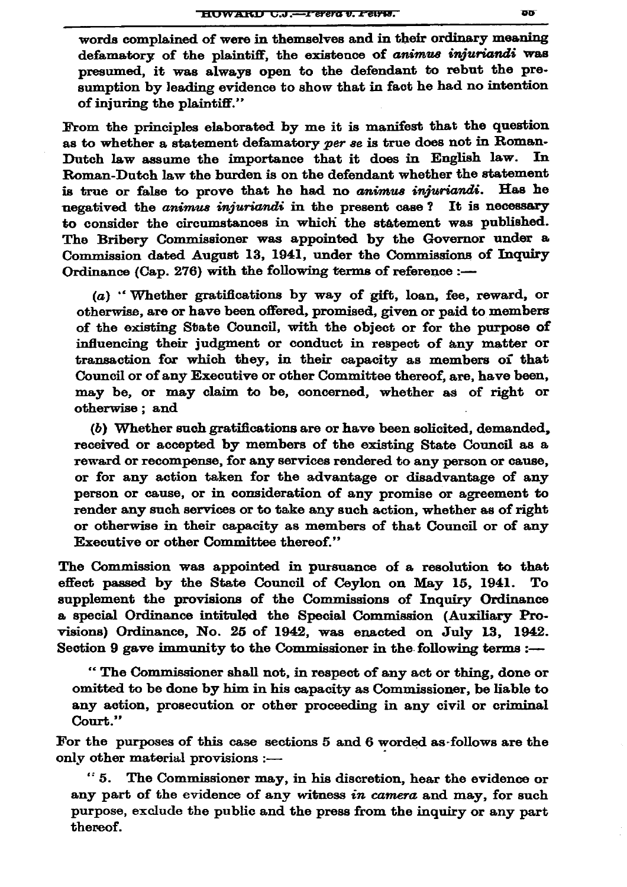words complained of were in themselves and in their ordinary meaning defamatory of the plaintiff, the existence of *animus injuriandi* was presumed, it was always open to the defendant to rebut the presumption by leading evidence to show that in fact he had no intention of injuring the plaintiff."

From the principles elaborated by me it is manifest that the question as to whether a statement defamatory *per se* is true does not in Roman-Dutch law assume the importance that it does in English law. In Roman-Dutch law the burden is on the defendant whether the statement is true or false to prove that he had no *animus injuriandi*. Has he negatived the *animus injuriandi* in the present case? It is necessary to consider the circumstances in which the statement was published. The Bribery Commissioner was appointed by the Governor under a Commission dated August 13, 1941, under the Commissions of Inquiry Ordinance (Cap. 276) with the following terms of reference :—

> (*a*) "Whether gratifications by way of gift, loan, fee, reward, or otherwise, are or have been offered, promised, given or paid to members of the existing State Council, with the object or for the purpose of influencing their judgment or conduct in respect of any matter or transaction for which they, in their capacity as members of that Council or of any Executive or other Committee thereof, are, have been, may be, or may claim to be, concerned, whether as of right or otherwise ; and
>
> (*b*) Whether such gratifications are or have been solicited, demanded, received or accepted by members of the existing State Council as a reward or recompense, for any services rendered to any person or cause, or for any action taken for the advantage or disadvantage of any person or cause, or in consideration of any promise or agreement to render any such services or to take any such action, whether as of right or otherwise in their capacity as members of that Council or of any Executive or other Committee thereof."

The Commission was appointed in pursuance of a resolution to that effect passed by the State Council of Ceylon on May 15, 1941. To supplement the provisions of the Commissions of Inquiry Ordinance a special Ordinance intituled the Special Commission (Auxiliary Provisions) Ordinance, No. 25 of 1942, was enacted on July 13, 1942. Section 9 gave immunity to the Commissioner in the following terms :—

> "The Commissioner shall not, in respect of any act or thing, done or omitted to be done by him in his capacity as Commissioner, be liable to any action, prosecution or other proceeding in any civil or criminal Court."

For the purposes of this case sections 5 and 6 worded as follows are the only other material provisions :—

> "5. The Commissioner may, in his discretion, hear the evidence or any part of the evidence of any witness *in camera* and may, for such purpose, exclude the public and the press from the inquiry or any part thereof.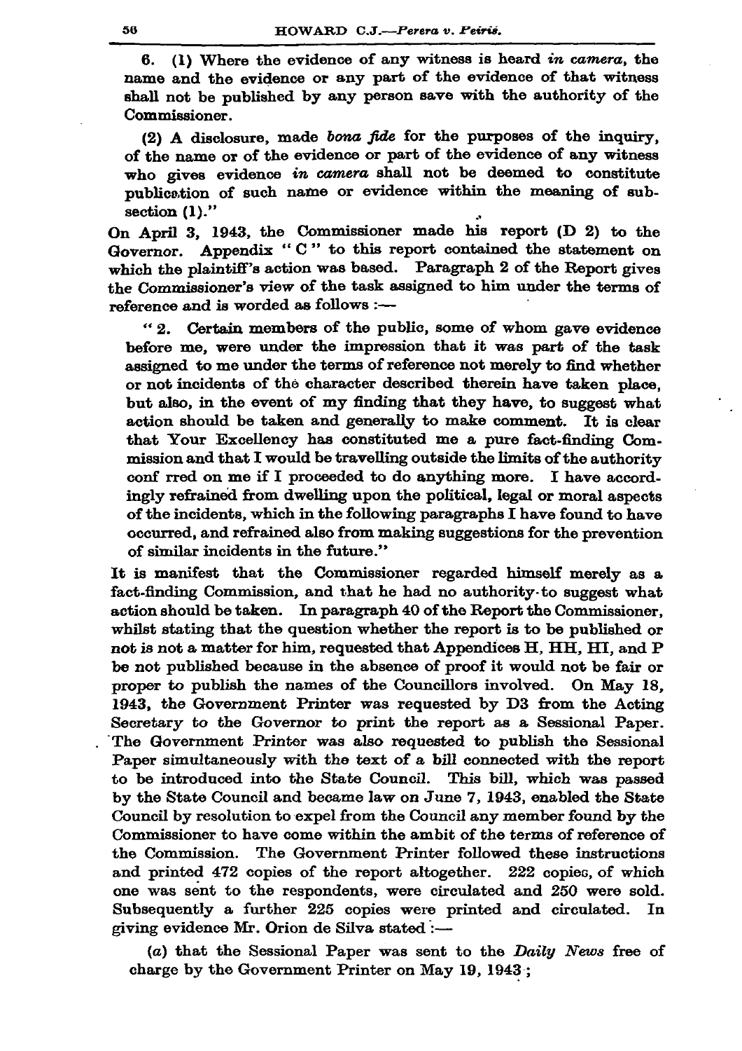6. (1) Where the evidence of any witness is heard *in camera*, the name and the evidence or any part of the evidence of that witness shall not be published by any person save with the authority of the Commissioner.

(2) A disclosure, made *bona fide* for the purposes of the inquiry, of the name or of the evidence or part of the evidence of any witness who gives evidence *in camera* shall not be deemed to constitute publication of such name or evidence within the meaning of sub-section (1)."

On April 3, 1943, the Commissioner made his report (D 2) to the Governor. Appendix " C " to this report contained the statement on which the plaintiff's action was based. Paragraph 2 of the Report gives the Commissioner's view of the task assigned to him under the terms of reference and is worded as follows :—

" 2. Certain members of the public, some of whom gave evidence before me, were under the impression that it was part of the task assigned to me under the terms of reference not merely to find whether or not incidents of the character described therein have taken place, but also, in the event of my finding that they have, to suggest what action should be taken and generally to make comment. It is clear that Your Excellency has constituted me a pure fact-finding Commission and that I would be travelling outside the limits of the authority conf rred on me if I proceeded to do anything more. I have accordingly refrained from dwelling upon the political, legal or moral aspects of the incidents, which in the following paragraphs I have found to have occurred, and refrained also from making suggestions for the prevention of similar incidents in the future."

It is manifest that the Commissioner regarded himself merely as a fact-finding Commission, and that he had no authority to suggest what action should be taken. In paragraph 40 of the Report the Commissioner, whilst stating that the question whether the report is to be published or not is not a matter for him, requested that Appendices H, HH, HI, and P be not published because in the absence of proof it would not be fair or proper to publish the names of the Councillors involved. On May 18, 1943, the Government Printer was requested by D3 from the Acting Secretary to the Governor to print the report as a Sessional Paper. The Government Printer was also requested to publish the Sessional Paper simultaneously with the text of a bill connected with the report to be introduced into the State Council. This bill, which was passed by the State Council and became law on June 7, 1943, enabled the State Council by resolution to expel from the Council any member found by the Commissioner to have come within the ambit of the terms of reference of the Commission. The Government Printer followed these instructions and printed 472 copies of the report altogether. 222 copies, of which one was sent to the respondents, were circulated and 250 were sold. Subsequently a further 225 copies were printed and circulated. In giving evidence Mr. Orion de Silva stated :—

(*a*) that the Sessional Paper was sent to the *Daily News* free of charge by the Government Printer on May 19, 1943 ;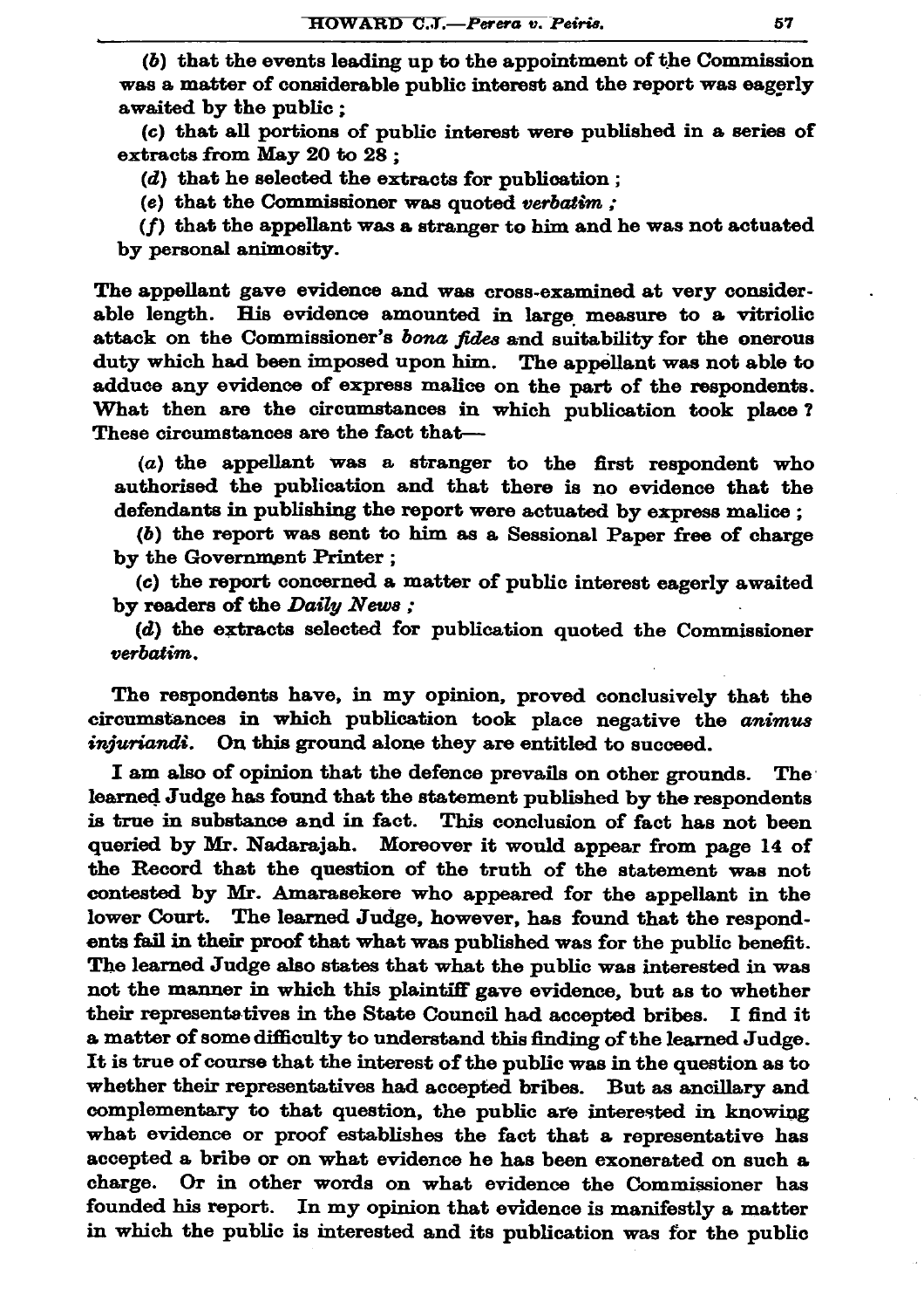(*b*) that the events leading up to the appointment of the Commission was a matter of considerable public interest and the report was eagerly awaited by the public ;

(*c*) that all portions of public interest were published in a series of extracts from May 20 to 28 ;

(*d*) that he selected the extracts for publication ;

(*e*) that the Commissioner was quoted *verbatim ;*

(*f*) that the appellant was a stranger to him and he was not actuated by personal animosity.

The appellant gave evidence and was cross-examined at very considerable length. His evidence amounted in large measure to a vitriolic attack on the Commissioner's *bona fides* and suitability for the onerous duty which had been imposed upon him. The appellant was not able to adduce any evidence of express malice on the part of the respondents. What then are the circumstances in which publication took place ? These circumstances are the fact that—

(*a*) the appellant was a stranger to the first respondent who authorised the publication and that there is no evidence that the defendants in publishing the report were actuated by express malice ;

(*b*) the report was sent to him as a Sessional Paper free of charge by the Government Printer ;

(*c*) the report concerned a matter of public interest eagerly awaited by readers of the *Daily News ;*

(*d*) the extracts selected for publication quoted the Commissioner *verbatim*.

The respondents have, in my opinion, proved conclusively that the circumstances in which publication took place negative the *animus injuriandi*. On this ground alone they are entitled to succeed.

I am also of opinion that the defence prevails on other grounds. The learned Judge has found that the statement published by the respondents is true in substance and in fact. This conclusion of fact has not been queried by Mr. Nadarajah. Moreover it would appear from page 14 of the Record that the question of the truth of the statement was not contested by Mr. Amarasekere who appeared for the appellant in the lower Court. The learned Judge, however, has found that the respondents fail in their proof that what was published was for the public benefit. The learned Judge also states that what the public was interested in was not the manner in which this plaintiff gave evidence, but as to whether their representatives in the State Council had accepted bribes. I find it a matter of some difficulty to understand this finding of the learned Judge. It is true of course that the interest of the public was in the question as to whether their representatives had accepted bribes. But as ancillary and complementary to that question, the public are interested in knowing what evidence or proof establishes the fact that a representative has accepted a bribe or on what evidence he has been exonerated on such a charge. Or in other words on what evidence the Commissioner has founded his report. In my opinion that evidence is manifestly a matter in which the public is interested and its publication was for the public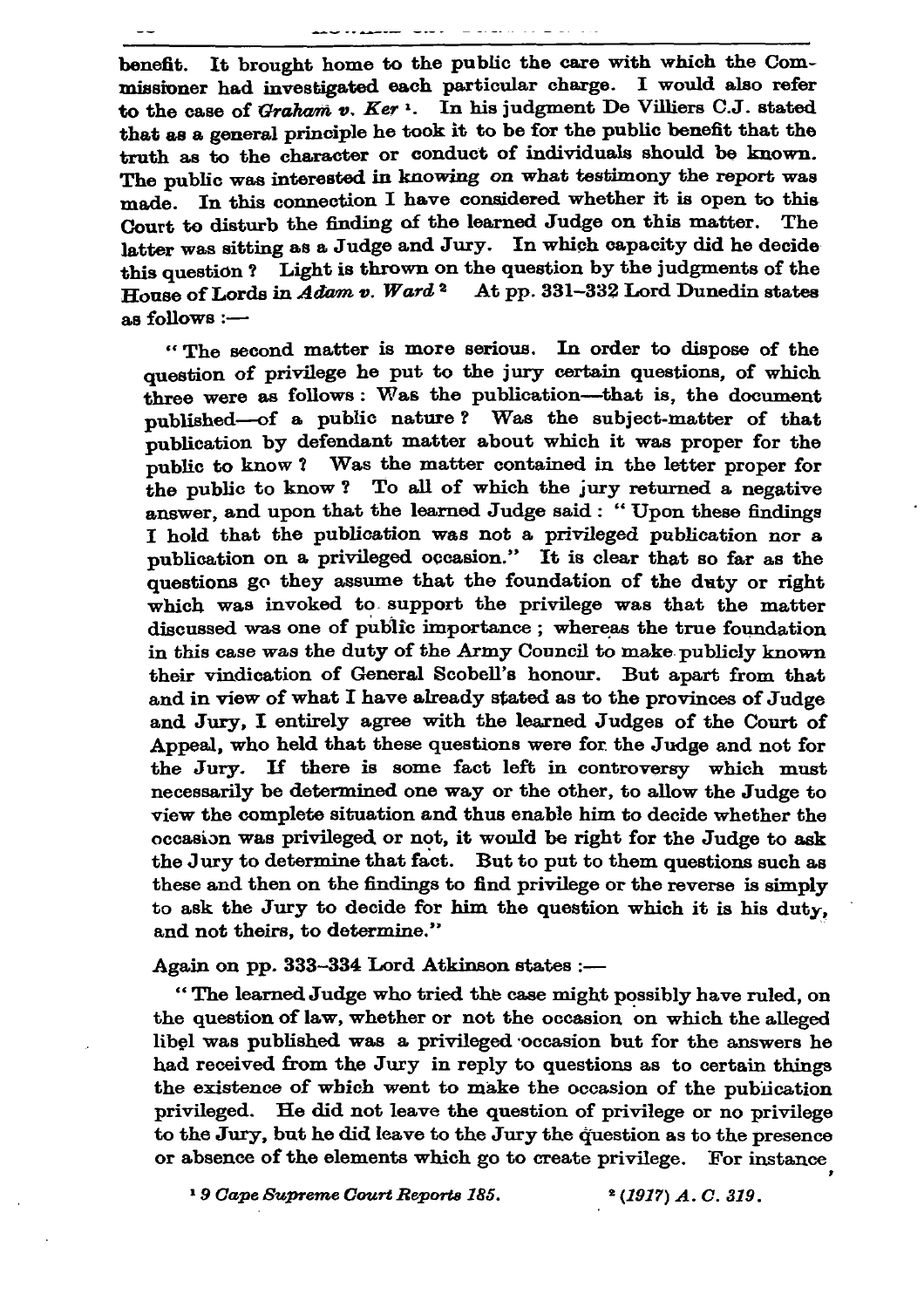benefit. It brought home to the public the care with which the Commissioner had investigated each particular charge. I would also refer to the case of *Graham v. Ker* [1]. In his judgment De Villiers C.J. stated that as a general principle he took it to be for the public benefit that the truth as to the character or conduct of individuals should be known. The public was interested in knowing on what testimony the report was made. In this connection I have considered whether it is open to this Court to disturb the finding of the learned Judge on this matter. The latter was sitting as a Judge and Jury. In which capacity did he decide this question? Light is thrown on the question by the judgments of the House of Lords in *Adam v. Ward* [2] At pp. 331–332 Lord Dunedin states as follows :—

> "The second matter is more serious. In order to dispose of the question of privilege he put to the jury certain questions, of which three were as follows: Was the publication—that is, the document published—of a public nature? Was the subject-matter of that publication by defendant matter about which it was proper for the public to know? Was the matter contained in the letter proper for the public to know? To all of which the jury returned a negative answer, and upon that the learned Judge said: "Upon these findings I hold that the publication was not a privileged publication nor a publication on a privileged occasion." It is clear that so far as the questions go they assume that the foundation of the duty or right which was invoked to support the privilege was that the matter discussed was one of public importance; whereas the true foundation in this case was the duty of the Army Council to make publicly known their vindication of General Scobell's honour. But apart from that and in view of what I have already stated as to the provinces of Judge and Jury, I entirely agree with the learned Judges of the Court of Appeal, who held that these questions were for the Judge and not for the Jury. If there is some fact left in controversy which must necessarily be determined one way or the other, to allow the Judge to view the complete situation and thus enable him to decide whether the occasion was privileged or not, it would be right for the Judge to ask the Jury to determine that fact. But to put to them questions such as these and then on the findings to find privilege or the reverse is simply to ask the Jury to decide for him the question which it is his duty, and not theirs, to determine."

Again on pp. 333–334 Lord Atkinson states :—

> "The learned Judge who tried the case might possibly have ruled, on the question of law, whether or not the occasion on which the alleged libel was published was a privileged occasion but for the answers he had received from the Jury in reply to questions as to certain things the existence of which went to make the occasion of the publication privileged. He did not leave the question of privilege or no privilege to the Jury, but he did leave to the Jury the question as to the presence or absence of the elements which go to create privilege. For instance,

[1] *9 Cape Supreme Court Reports 185.*

[2] *(1917) A. C. 319.*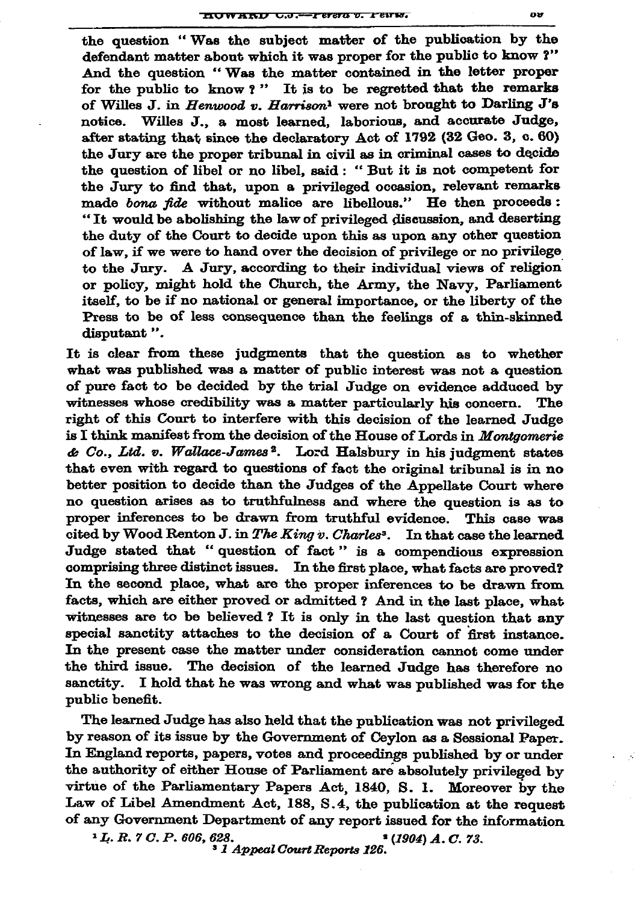the question "Was the subject matter of the publication by the defendant matter about which it was proper for the public to know?" And the question "Was the matter contained in the letter proper for the public to know?" It is to be regretted that the remarks of Willes J. in *Henwood v. Harrison*[1] were not brought to Darling J's notice. Willes J., a most learned, laborious, and accurate Judge, after stating that since the declaratory Act of 1792 (32 Geo. 3, c. 60) the Jury are the proper tribunal in civil as in criminal cases to decide the question of libel or no libel, said: "But it is not competent for the Jury to find that, upon a privileged occasion, relevant remarks made *bona fide* without malice are libellous." He then proceeds: "It would be abolishing the law of privileged discussion, and deserting the duty of the Court to decide upon this as upon any other question of law, if we were to hand over the decision of privilege or no privilege to the Jury. A Jury, according to their individual views of religion or policy, might hold the Church, the Army, the Navy, Parliament itself, to be if no national or general importance, or the liberty of the Press to be of less consequence than the feelings of a thin-skinned disputant".

It is clear from these judgments that the question as to whether what was published was a matter of public interest was not a question of pure fact to be decided by the trial Judge on evidence adduced by witnesses whose credibility was a matter particularly his concern. The right of this Court to interfere with this decision of the learned Judge is I think manifest from the decision of the House of Lords in *Montgomerie & Co., Ltd. v. Wallace-James*[2]. Lord Halsbury in his judgment states that even with regard to questions of fact the original tribunal is in no better position to decide than the Judges of the Appellate Court where no question arises as to truthfulness and where the question is as to proper inferences to be drawn from truthful evidence. This case was cited by Wood Renton J. in *The King v. Charles*[3]. In that case the learned Judge stated that "question of fact" is a compendious expression comprising three distinct issues. In the first place, what facts are proved? In the second place, what are the proper inferences to be drawn from facts, which are either proved or admitted? And in the last place, what witnesses are to be believed? It is only in the last question that any special sanctity attaches to the decision of a Court of first instance. In the present case the matter under consideration cannot come under the third issue. The decision of the learned Judge has therefore no sanctity. I hold that he was wrong and what was published was for the public benefit.

The learned Judge has also held that the publication was not privileged by reason of its issue by the Government of Ceylon as a Sessional Paper. In England reports, papers, votes and proceedings published by or under the authority of either House of Parliament are absolutely privileged by virtue of the Parliamentary Papers Act, 1840, S. 1. Moreover by the Law of Libel Amendment Act, 188, S.4, the publication at the request of any Government Department of any report issued for the information

[1] *L. R. 7 C. P. 606, 628.*
[2] *(1904) A. C. 73.*
[3] *1 Appeal Court Reports 126.*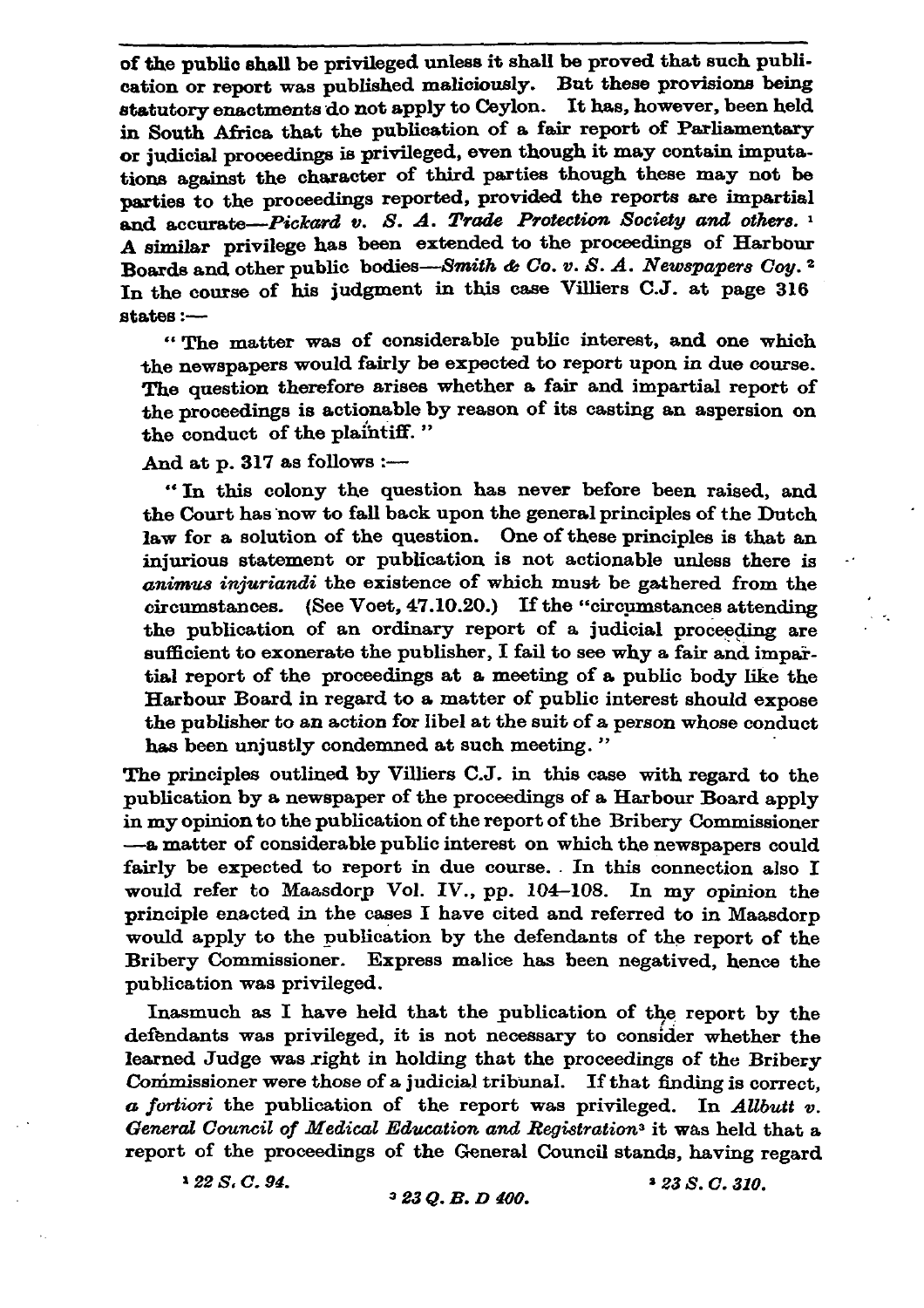of the public shall be privileged unless it shall be proved that such publication or report was published maliciously. But these provisions being statutory enactments do not apply to Ceylon. It has, however, been held in South Africa that the publication of a fair report of Parliamentary or judicial proceedings is privileged, even though it may contain imputations against the character of third parties though these may not be parties to the proceedings reported, provided the reports are impartial and accurate—*Pickard v. S. A. Trade Protection Society and others.* [1] A similar privilege has been extended to the proceedings of Harbour Boards and other public bodies—*Smith & Co. v. S. A. Newspapers Coy.* [2] In the course of his judgment in this case Villiers C.J. at page 316 states :—

> " The matter was of considerable public interest, and one which the newspapers would fairly be expected to report upon in due course. The question therefore arises whether a fair and impartial report of the proceedings is actionable by reason of its casting an aspersion on the conduct of the plaintiff. "

And at p. 317 as follows :—

> " In this colony the question has never before been raised, and the Court has now to fall back upon the general principles of the Dutch law for a solution of the question. One of these principles is that an injurious statement or publication is not actionable unless there is *animus injuriandi* the existence of which must be gathered from the circumstances. (See Voet, 47.10.20.) If the "circumstances attending the publication of an ordinary report of a judicial proceeding are sufficient to exonerate the publisher, I fail to see why a fair and impartial report of the proceedings at a meeting of a public body like the Harbour Board in regard to a matter of public interest should expose the publisher to an action for libel at the suit of a person whose conduct has been unjustly condemned at such meeting. "

The principles outlined by Villiers C.J. in this case with regard to the publication by a newspaper of the proceedings of a Harbour Board apply in my opinion to the publication of the report of the Bribery Commissioner —a matter of considerable public interest on which the newspapers could fairly be expected to report in due course. In this connection also I would refer to Maasdorp Vol. IV., pp. 104–108. In my opinion the principle enacted in the cases I have cited and referred to in Maasdorp would apply to the publication by the defendants of the report of the Bribery Commissioner. Express malice has been negatived, hence the publication was privileged.

Inasmuch as I have held that the publication of the report by the defendants was privileged, it is not necessary to consider whether the learned Judge was right in holding that the proceedings of the Bribery Commissioner were those of a judicial tribunal. If that finding is correct, *a fortiori* the publication of the report was privileged. In *Allbutt v. General Council of Medical Education and Registration*[3] it was held that a report of the proceedings of the General Council stands, having regard

[1] 22 S. C. 94.

[2] 23 S. C. 310.

[3] 23 Q. B. D 400.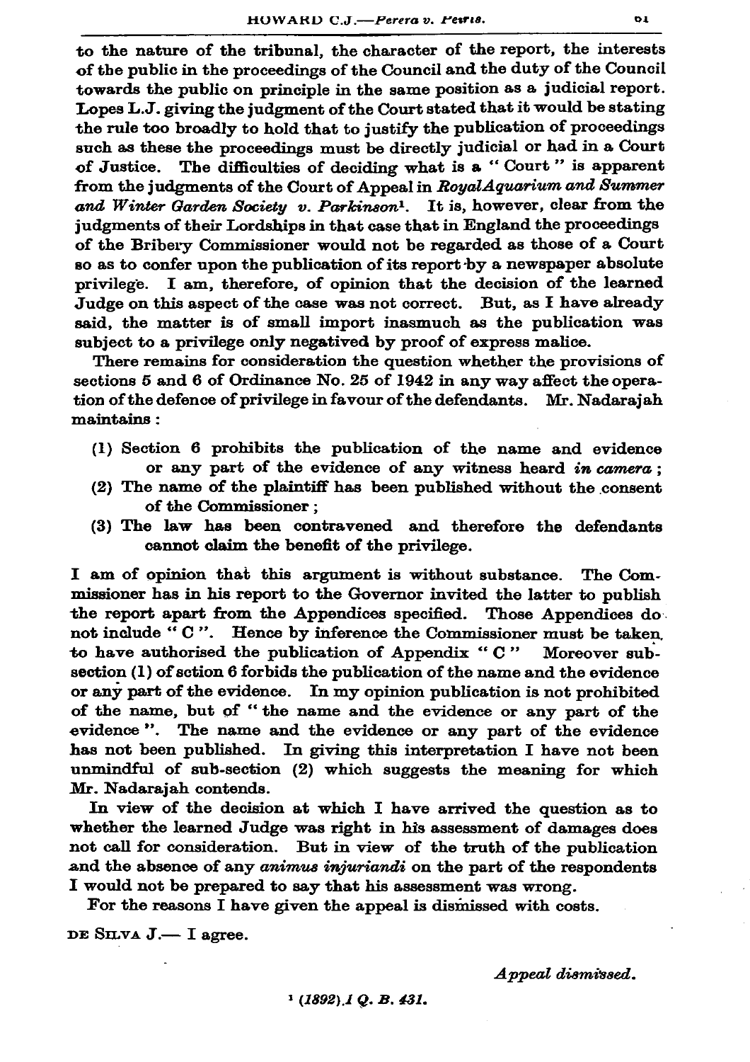to the nature of the tribunal, the character of the report, the interests of the public in the proceedings of the Council and the duty of the Council towards the public on principle in the same position as a judicial report. Lopes L.J. giving the judgment of the Court stated that it would be stating the rule too broadly to hold that to justify the publication of proceedings such as these the proceedings must be directly judicial or had in a Court of Justice. The difficulties of deciding what is a " Court " is apparent from the judgments of the Court of Appeal in *Royal Aquarium and Summer and Winter Garden Society v. Parkinson*[1]. It is, however, clear from the judgments of their Lordships in that case that in England the proceedings of the Bribery Commissioner would not be regarded as those of a Court so as to confer upon the publication of its report by a newspaper absolute privilege. I am, therefore, of opinion that the decision of the learned Judge on this aspect of the case was not correct. But, as I have already said, the matter is of small import inasmuch as the publication was subject to a privilege only negatived by proof of express malice.

There remains for consideration the question whether the provisions of sections 5 and 6 of Ordinance No. 25 of 1942 in any way affect the operation of the defence of privilege in favour of the defendants. Mr. Nadarajah maintains :

(1) Section 6 prohibits the publication of the name and evidence or any part of the evidence of any witness heard *in camera* ;
(2) The name of the plaintiff has been published without the consent of the Commissioner ;
(3) The law has been contravened and therefore the defendants cannot claim the benefit of the privilege.

I am of opinion that this argument is without substance. The Commissioner has in his report to the Governor invited the latter to publish the report apart from the Appendices specified. Those Appendices do not include " C ". Hence by inference the Commissioner must be taken to have authorised the publication of Appendix " C " Moreover sub-section (1) of section 6 forbids the publication of the name and the evidence or any part of the evidence. In my opinion publication is not prohibited of the name, but of " the name and the evidence or any part of the evidence ". The name and the evidence or any part of the evidence has not been published. In giving this interpretation I have not been unmindful of sub-section (2) which suggests the meaning for which Mr. Nadarajah contends.

In view of the decision at which I have arrived the question as to whether the learned Judge was right in his assessment of damages does not call for consideration. But in view of the truth of the publication and the absence of any *animus injuriandi* on the part of the respondents I would not be prepared to say that his assessment was wrong.

For the reasons I have given the appeal is dismissed with costs.

DE SILVA J.— I agree.

*Appeal dismissed.*

[1] *(1892) 1 Q. B. 431.*